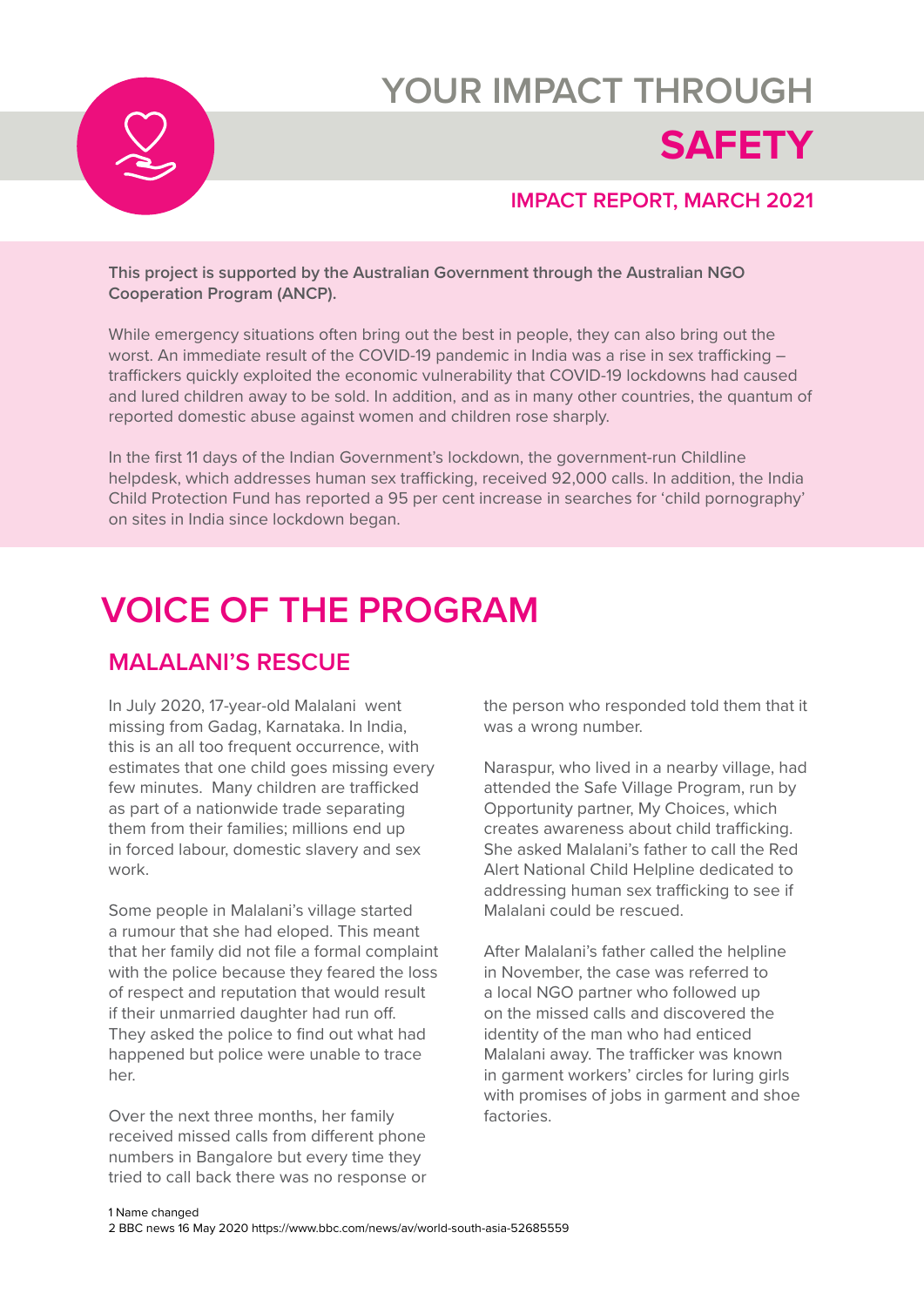# YOUR IMPACT THROUGH SAFETY

## IMPACT REPORT, MARCH 2021

**This project is supported by the Australian Government through the Australian NGO Cooperation Program (ANCP).**

While emergency situations often bring out the best in people, they can also bring out the worst. An immediate result of the COVID-19 pandemic in India was a rise in sex trafficking – traffickers quickly exploited the economic vulnerability that COVID-19 lockdowns had caused and lured children away to be sold. In addition, and as in many other countries, the quantum of reported domestic abuse against women and children rose sharply.

In the first 11 days of the Indian Government's lockdown, the government-run Childline helpdesk, which addresses human sex trafficking, received 92,000 calls. In addition, the India Child Protection Fund has reported a 95 per cent increase in searches for 'child pornography' on sites in India since lockdown began.

# VOICE OF THE PROGRAM

## MALALANI'S RESCUE

In July 2020, 17-year-old Malalani went missing from Gadag, Karnataka. In India, this is an all too frequent occurrence, with estimates that one child goes missing every few minutes. Many children are trafficked as part of a nationwide trade separating them from their families; millions end up in forced labour, domestic slavery and sex work.

Some people in Malalani's village started a rumour that she had eloped. This meant that her family did not file a formal complaint with the police because they feared the loss of respect and reputation that would result if their unmarried daughter had run off. They asked the police to find out what had happened but police were unable to trace her.

Over the next three months, her family received missed calls from different phone numbers in Bangalore but every time they tried to call back there was no response or the person who responded told them that it was a wrong number.

Naraspur, who lived in a nearby village, had attended the Safe Village Program, run by Opportunity partner, My Choices, which creates awareness about child trafficking. She asked Malalani's father to call the Red Alert National Child Helpline dedicated to addressing human sex trafficking to see if Malalani could be rescued.

After Malalani's father called the helpline in November, the case was referred to a local NGO partner who followed up on the missed calls and discovered the identity of the man who had enticed Malalani away. The trafficker was known in garment workers' circles for luring girls with promises of jobs in garment and shoe factories.

1 Name changed
2 BBC news 16 May 2020 https://www.bbc.com/news/av/world-south-asia-52685559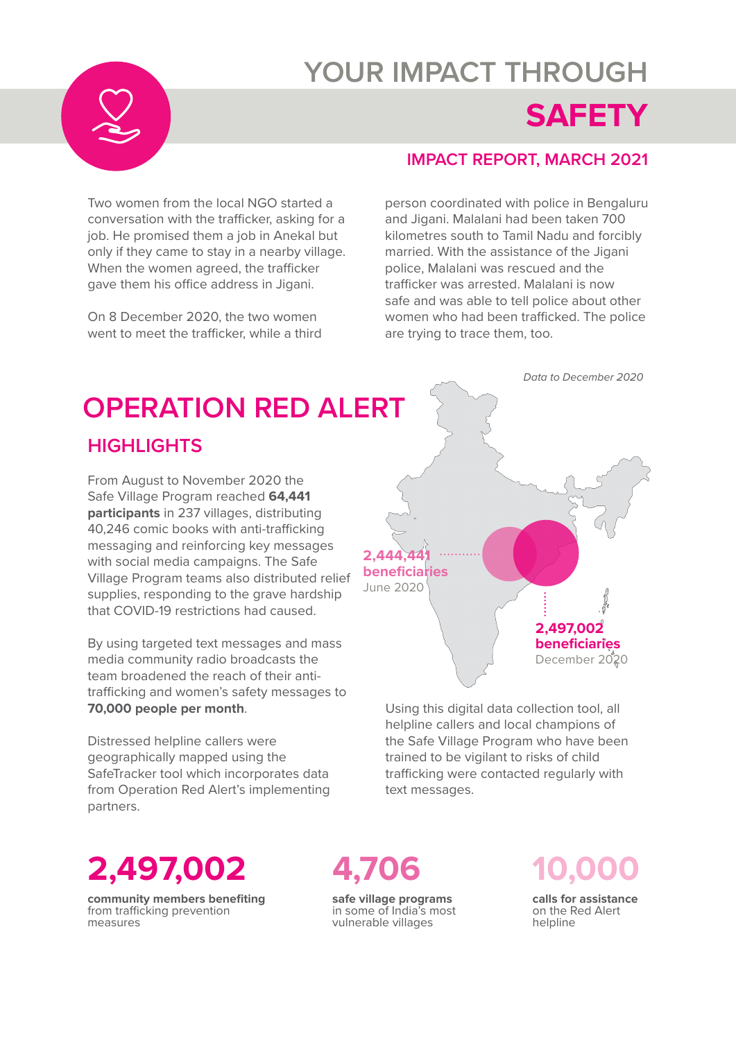# YOUR IMPACT THROUGH SAFETY

## IMPACT REPORT, MARCH 2021

Two women from the local NGO started a conversation with the trafficker, asking for a job. He promised them a job in Anekal but only if they came to stay in a nearby village. When the women agreed, the trafficker gave them his office address in Jigani.

On 8 December 2020, the two women went to meet the trafficker, while a third person coordinated with police in Bengaluru and Jigani. Malalani had been taken 700 kilometres south to Tamil Nadu and forcibly married. With the assistance of the Jigani police, Malalani was rescued and the trafficker was arrested. Malalani is now safe and was able to tell police about other women who had been trafficked. The police are trying to trace them, too.

# OPERATION RED ALERT

## HIGHLIGHTS

From August to November 2020 the Safe Village Program reached **64,441 participants** in 237 villages, distributing 40,246 comic books with anti-trafficking messaging and reinforcing key messages with social media campaigns. The Safe Village Program teams also distributed relief supplies, responding to the grave hardship that COVID-19 restrictions had caused.

By using targeted text messages and mass media community radio broadcasts the team broadened the reach of their anti-trafficking and women's safety messages to **70,000 people per month**.

Distressed helpline callers were geographically mapped using the SafeTracker tool which incorporates data from Operation Red Alert's implementing partners.

*Data to December 2020*

2,444,441 beneficiaries
June 2020

2,497,002 beneficiaries
December 2020

Using this digital data collection tool, all helpline callers and local champions of the Safe Village Program who have been trained to be vigilant to risks of child trafficking were contacted regularly with text messages.

**2,497,002**
**community members benefiting** from trafficking prevention measures

**4,706**
**safe village programs** in some of India's most vulnerable villages

**10,000**
**calls for assistance** on the Red Alert helpline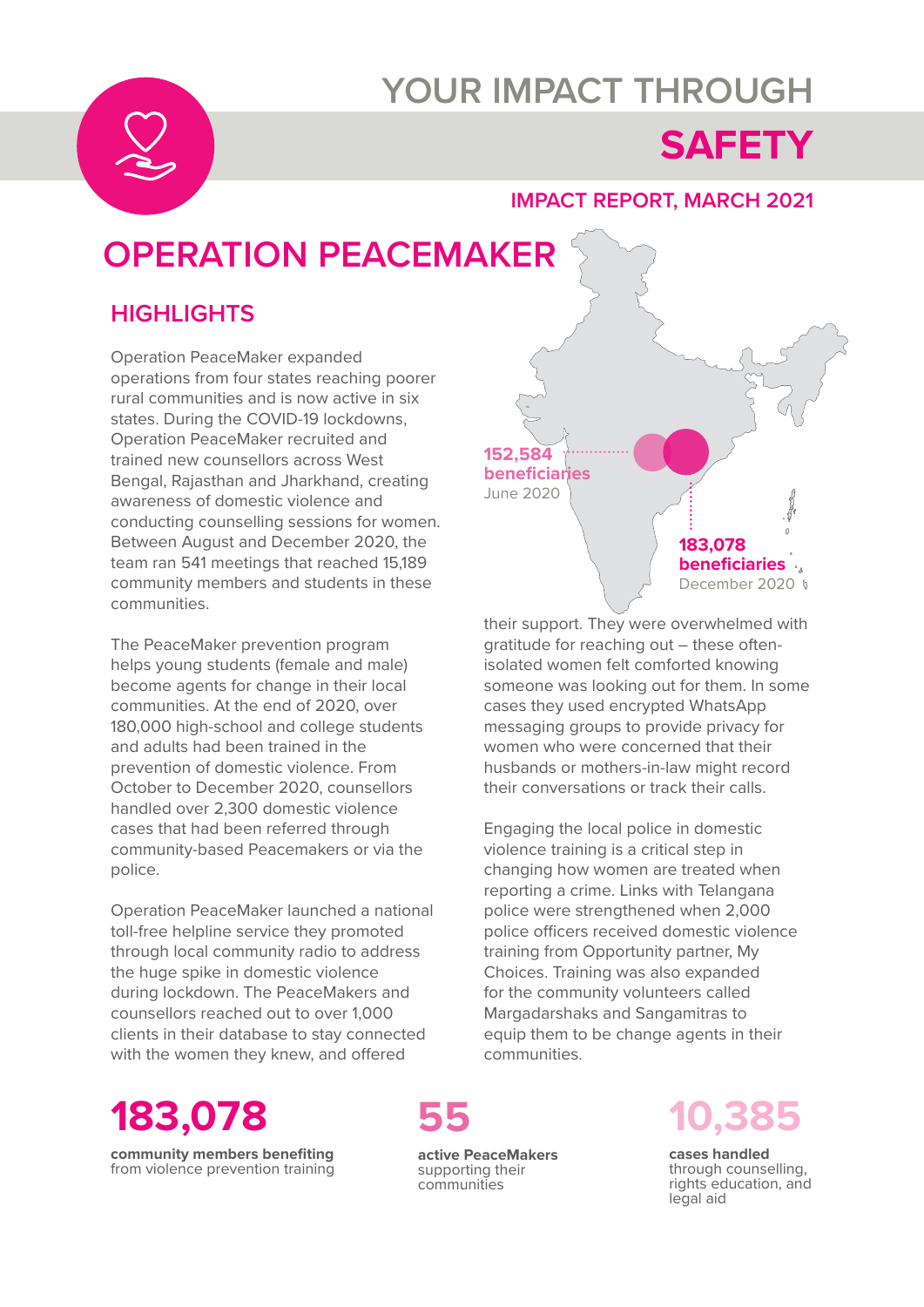# YOUR IMPACT THROUGH SAFETY

**IMPACT REPORT, MARCH 2021**

## OPERATION PEACEMAKER

### HIGHLIGHTS

Operation PeaceMaker expanded operations from four states reaching poorer rural communities and is now active in six states. During the COVID-19 lockdowns, Operation PeaceMaker recruited and trained new counsellors across West Bengal, Rajasthan and Jharkhand, creating awareness of domestic violence and conducting counselling sessions for women. Between August and December 2020, the team ran 541 meetings that reached 15,189 community members and students in these communities.

The PeaceMaker prevention program helps young students (female and male) become agents for change in their local communities. At the end of 2020, over 180,000 high-school and college students and adults had been trained in the prevention of domestic violence. From October to December 2020, counsellors handled over 2,300 domestic violence cases that had been referred through community-based Peacemakers or via the police.

Operation PeaceMaker launched a national toll-free helpline service they promoted through local community radio to address the huge spike in domestic violence during lockdown. The PeaceMakers and counsellors reached out to over 1,000 clients in their database to stay connected with the women they knew, and offered their support. They were overwhelmed with gratitude for reaching out – these often-isolated women felt comforted knowing someone was looking out for them. In some cases they used encrypted WhatsApp messaging groups to provide privacy for women who were concerned that their husbands or mothers-in-law might record their conversations or track their calls.

Engaging the local police in domestic violence training is a critical step in changing how women are treated when reporting a crime. Links with Telangana police were strengthened when 2,000 police officers received domestic violence training from Opportunity partner, My Choices. Training was also expanded for the community volunteers called Margadarshaks and Sangamitras to equip them to be change agents in their communities.

**152,584 beneficiaries**
June 2020

**183,078 beneficiaries**
December 2020

**183,078**
**community members benefiting** from violence prevention training

**55**
**active PeaceMakers** supporting their communities

**10,385**
**cases handled** through counselling, rights education, and legal aid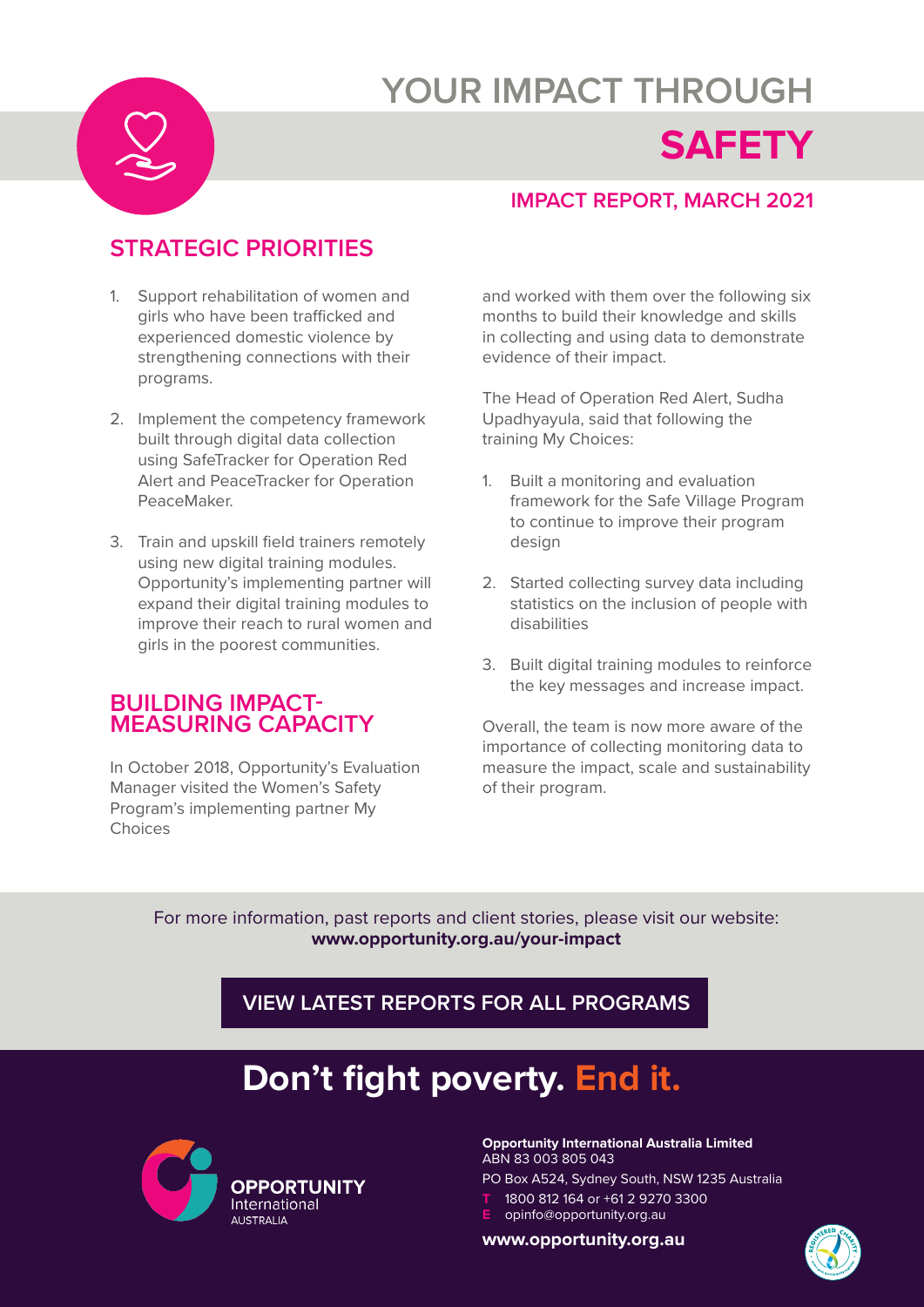# YOUR IMPACT THROUGH SAFETY

## IMPACT REPORT, MARCH 2021

## STRATEGIC PRIORITIES

1. Support rehabilitation of women and girls who have been trafficked and experienced domestic violence by strengthening connections with their programs.
2. Implement the competency framework built through digital data collection using SafeTracker for Operation Red Alert and PeaceTracker for Operation PeaceMaker.
3. Train and upskill field trainers remotely using new digital training modules. Opportunity's implementing partner will expand their digital training modules to improve their reach to rural women and girls in the poorest communities.

## BUILDING IMPACT-MEASURING CAPACITY

In October 2018, Opportunity's Evaluation Manager visited the Women's Safety Program's implementing partner My Choices and worked with them over the following six months to build their knowledge and skills in collecting and using data to demonstrate evidence of their impact.

The Head of Operation Red Alert, Sudha Upadhyayula, said that following the training My Choices:

1. Built a monitoring and evaluation framework for the Safe Village Program to continue to improve their program design
2. Started collecting survey data including statistics on the inclusion of people with disabilities
3. Built digital training modules to reinforce the key messages and increase impact.

Overall, the team is now more aware of the importance of collecting monitoring data to measure the impact, scale and sustainability of their program.

For more information, past reports and client stories, please visit our website:
**www.opportunity.org.au/your-impact**

**VIEW LATEST REPORTS FOR ALL PROGRAMS**

# Don't fight poverty. End it.

OPPORTUNITY International AUSTRALIA

**Opportunity International Australia Limited**
ABN 83 003 805 043
PO Box A524, Sydney South, NSW 1235 Australia
T 1800 812 164 or +61 2 9270 3300
E opinfo@opportunity.org.au

**www.opportunity.org.au**